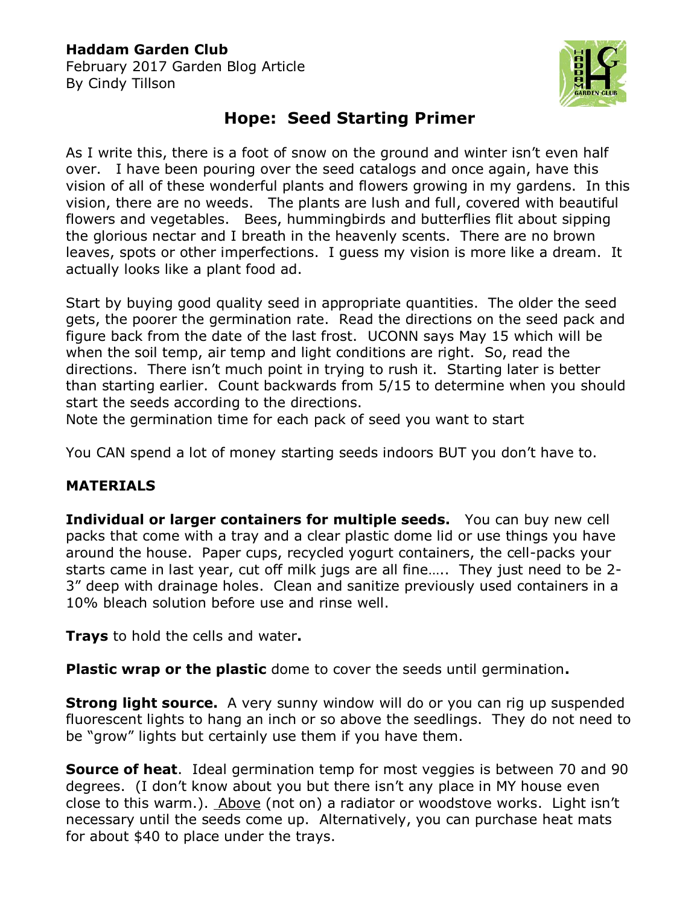**Haddam Garden Club**
February 2017 Garden Blog Article
By Cindy Tillson

# Hope: Seed Starting Primer

As I write this, there is a foot of snow on the ground and winter isn't even half over. I have been pouring over the seed catalogs and once again, have this vision of all of these wonderful plants and flowers growing in my gardens. In this vision, there are no weeds. The plants are lush and full, covered with beautiful flowers and vegetables. Bees, hummingbirds and butterflies flit about sipping the glorious nectar and I breath in the heavenly scents. There are no brown leaves, spots or other imperfections. I guess my vision is more like a dream. It actually looks like a plant food ad.

Start by buying good quality seed in appropriate quantities. The older the seed gets, the poorer the germination rate. Read the directions on the seed pack and figure back from the date of the last frost. UCONN says May 15 which will be when the soil temp, air temp and light conditions are right. So, read the directions. There isn't much point in trying to rush it. Starting later is better than starting earlier. Count backwards from 5/15 to determine when you should start the seeds according to the directions.
Note the germination time for each pack of seed you want to start

You CAN spend a lot of money starting seeds indoors BUT you don't have to.

**MATERIALS**

**Individual or larger containers for multiple seeds.** You can buy new cell packs that come with a tray and a clear plastic dome lid or use things you have around the house. Paper cups, recycled yogurt containers, the cell-packs your starts came in last year, cut off milk jugs are all fine….. They just need to be 2-3" deep with drainage holes. Clean and sanitize previously used containers in a 10% bleach solution before use and rinse well.

**Trays** to hold the cells and water**.**

**Plastic wrap or the plastic** dome to cover the seeds until germination**.**

**Strong light source.** A very sunny window will do or you can rig up suspended fluorescent lights to hang an inch or so above the seedlings. They do not need to be "grow" lights but certainly use them if you have them.

**Source of heat**. Ideal germination temp for most veggies is between 70 and 90 degrees. (I don't know about you but there isn't any place in MY house even close to this warm.). Above (not on) a radiator or woodstove works. Light isn't necessary until the seeds come up. Alternatively, you can purchase heat mats for about $40 to place under the trays.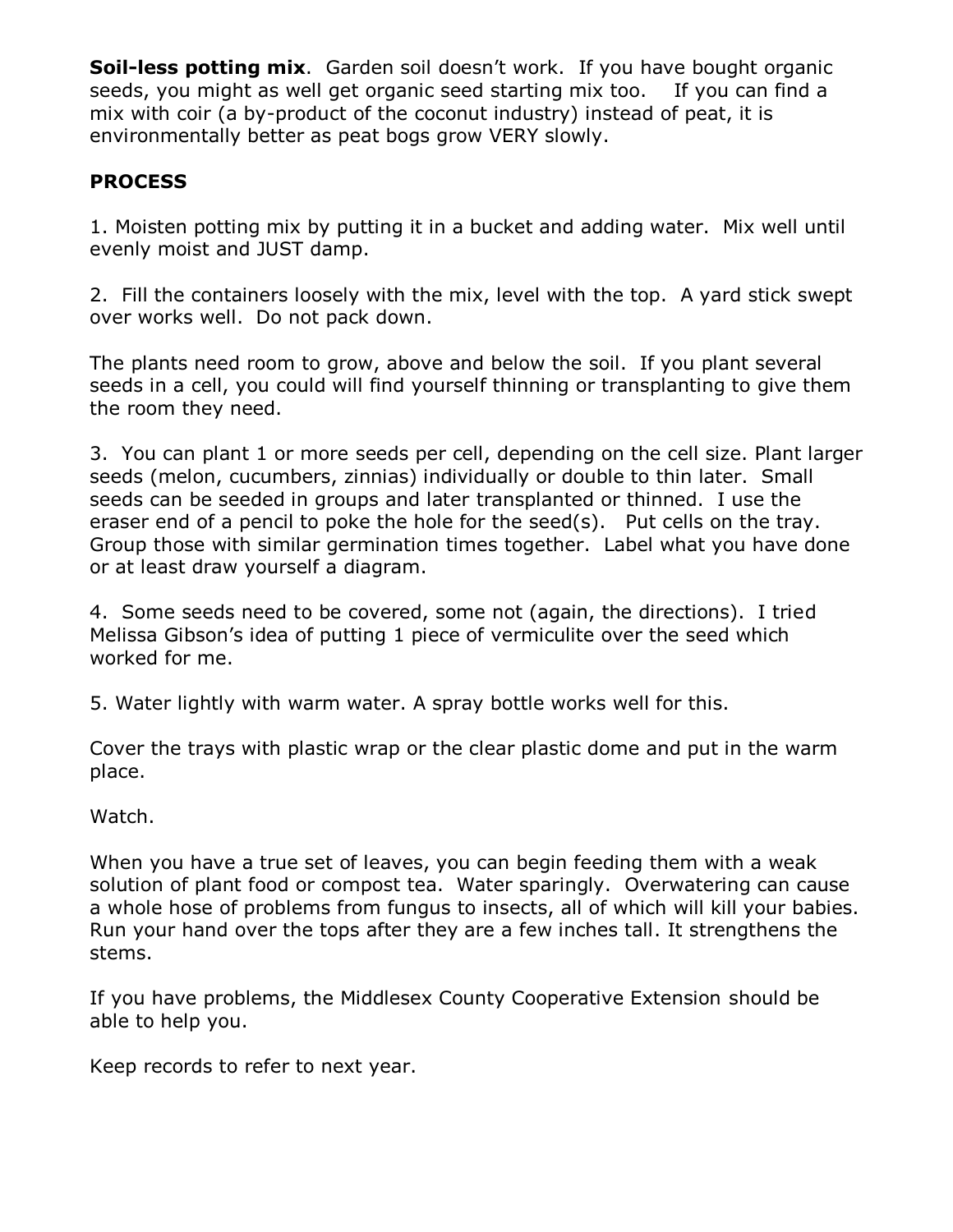**Soil-less potting mix**. Garden soil doesn't work. If you have bought organic seeds, you might as well get organic seed starting mix too. If you can find a mix with coir (a by-product of the coconut industry) instead of peat, it is environmentally better as peat bogs grow VERY slowly.

**PROCESS**

1. Moisten potting mix by putting it in a bucket and adding water. Mix well until evenly moist and JUST damp.

2. Fill the containers loosely with the mix, level with the top. A yard stick swept over works well. Do not pack down.

The plants need room to grow, above and below the soil. If you plant several seeds in a cell, you could will find yourself thinning or transplanting to give them the room they need.

3. You can plant 1 or more seeds per cell, depending on the cell size. Plant larger seeds (melon, cucumbers, zinnias) individually or double to thin later. Small seeds can be seeded in groups and later transplanted or thinned. I use the eraser end of a pencil to poke the hole for the seed(s). Put cells on the tray. Group those with similar germination times together. Label what you have done or at least draw yourself a diagram.

4. Some seeds need to be covered, some not (again, the directions). I tried Melissa Gibson's idea of putting 1 piece of vermiculite over the seed which worked for me.

5. Water lightly with warm water. A spray bottle works well for this.

Cover the trays with plastic wrap or the clear plastic dome and put in the warm place.

Watch.

When you have a true set of leaves, you can begin feeding them with a weak solution of plant food or compost tea. Water sparingly. Overwatering can cause a whole hose of problems from fungus to insects, all of which will kill your babies. Run your hand over the tops after they are a few inches tall. It strengthens the stems.

If you have problems, the Middlesex County Cooperative Extension should be able to help you.

Keep records to refer to next year.